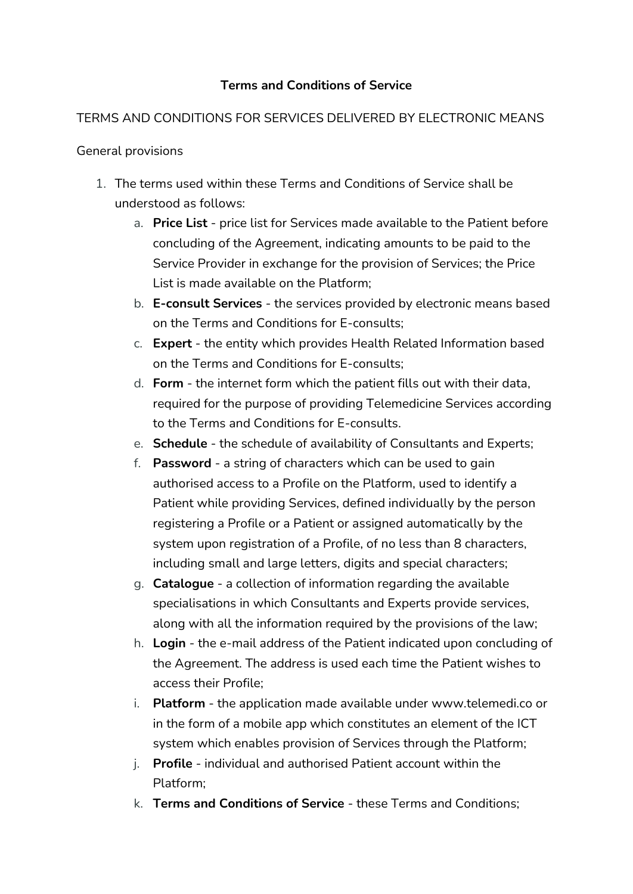# Terms and Conditions of Service

TERMS AND CONDITIONS FOR SERVICES DELIVERED BY ELECTRONIC MEANS

General provisions

1. The terms used within these Terms and Conditions of Service shall be understood as follows:
   a. **Price List** - price list for Services made available to the Patient before concluding of the Agreement, indicating amounts to be paid to the Service Provider in exchange for the provision of Services; the Price List is made available on the Platform;
   b. **E-consult Services** - the services provided by electronic means based on the Terms and Conditions for E-consults;
   c. **Expert** - the entity which provides Health Related Information based on the Terms and Conditions for E-consults;
   d. **Form** - the internet form which the patient fills out with their data, required for the purpose of providing Telemedicine Services according to the Terms and Conditions for E-consults.
   e. **Schedule** - the schedule of availability of Consultants and Experts;
   f. **Password** - a string of characters which can be used to gain authorised access to a Profile on the Platform, used to identify a Patient while providing Services, defined individually by the person registering a Profile or a Patient or assigned automatically by the system upon registration of a Profile, of no less than 8 characters, including small and large letters, digits and special characters;
   g. **Catalogue** - a collection of information regarding the available specialisations in which Consultants and Experts provide services, along with all the information required by the provisions of the law;
   h. **Login** - the e-mail address of the Patient indicated upon concluding of the Agreement. The address is used each time the Patient wishes to access their Profile;
   i. **Platform** - the application made available under www.telemedi.co or in the form of a mobile app which constitutes an element of the ICT system which enables provision of Services through the Platform;
   j. **Profile** - individual and authorised Patient account within the Platform;
   k. **Terms and Conditions of Service** - these Terms and Conditions;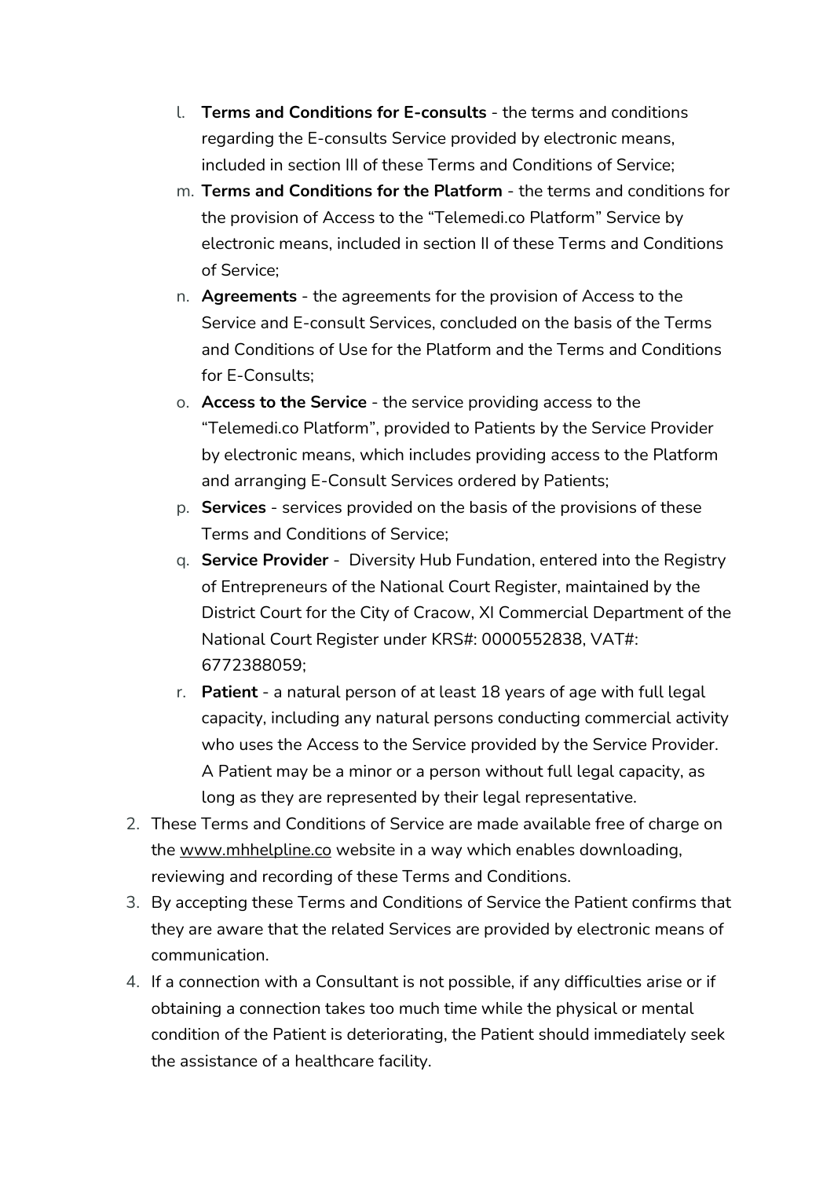l. **Terms and Conditions for E-consults** - the terms and conditions regarding the E-consults Service provided by electronic means, included in section III of these Terms and Conditions of Service;
m. **Terms and Conditions for the Platform** - the terms and conditions for the provision of Access to the "Telemedi.co Platform" Service by electronic means, included in section II of these Terms and Conditions of Service;
n. **Agreements** - the agreements for the provision of Access to the Service and E-consult Services, concluded on the basis of the Terms and Conditions of Use for the Platform and the Terms and Conditions for E-Consults;
o. **Access to the Service** - the service providing access to the "Telemedi.co Platform", provided to Patients by the Service Provider by electronic means, which includes providing access to the Platform and arranging E-Consult Services ordered by Patients;
p. **Services** - services provided on the basis of the provisions of these Terms and Conditions of Service;
q. **Service Provider** - Diversity Hub Fundation, entered into the Registry of Entrepreneurs of the National Court Register, maintained by the District Court for the City of Cracow, XI Commercial Department of the National Court Register under KRS#: 0000552838, VAT#: 6772388059;
r. **Patient** - a natural person of at least 18 years of age with full legal capacity, including any natural persons conducting commercial activity who uses the Access to the Service provided by the Service Provider. A Patient may be a minor or a person without full legal capacity, as long as they are represented by their legal representative.

2. These Terms and Conditions of Service are made available free of charge on the www.mhhelpline.co website in a way which enables downloading, reviewing and recording of these Terms and Conditions.
3. By accepting these Terms and Conditions of Service the Patient confirms that they are aware that the related Services are provided by electronic means of communication.
4. If a connection with a Consultant is not possible, if any difficulties arise or if obtaining a connection takes too much time while the physical or mental condition of the Patient is deteriorating, the Patient should immediately seek the assistance of a healthcare facility.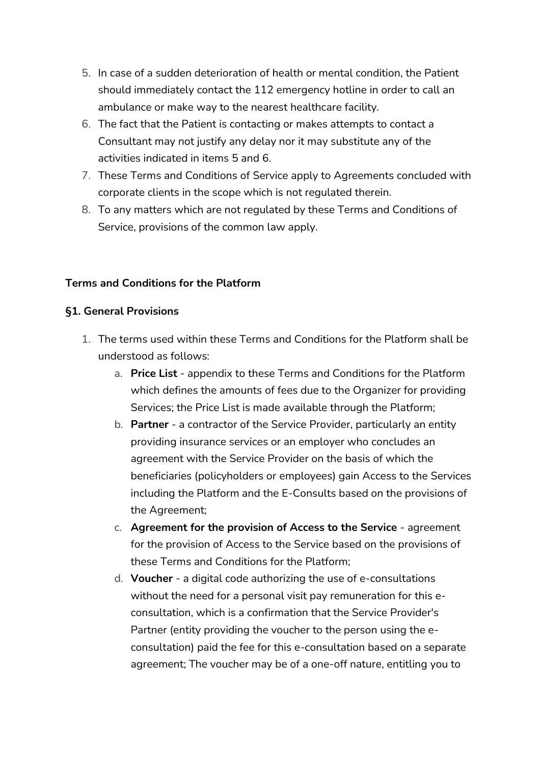5. In case of a sudden deterioration of health or mental condition, the Patient should immediately contact the 112 emergency hotline in order to call an ambulance or make way to the nearest healthcare facility.
6. The fact that the Patient is contacting or makes attempts to contact a Consultant may not justify any delay nor it may substitute any of the activities indicated in items 5 and 6.
7. These Terms and Conditions of Service apply to Agreements concluded with corporate clients in the scope which is not regulated therein.
8. To any matters which are not regulated by these Terms and Conditions of Service, provisions of the common law apply.

**Terms and Conditions for the Platform**

**§1. General Provisions**

1. The terms used within these Terms and Conditions for the Platform shall be understood as follows:
   a. **Price List** - appendix to these Terms and Conditions for the Platform which defines the amounts of fees due to the Organizer for providing Services; the Price List is made available through the Platform;
   b. **Partner** - a contractor of the Service Provider, particularly an entity providing insurance services or an employer who concludes an agreement with the Service Provider on the basis of which the beneficiaries (policyholders or employees) gain Access to the Services including the Platform and the E-Consults based on the provisions of the Agreement;
   c. **Agreement for the provision of Access to the Service** - agreement for the provision of Access to the Service based on the provisions of these Terms and Conditions for the Platform;
   d. **Voucher** - a digital code authorizing the use of e-consultations without the need for a personal visit pay remuneration for this e-consultation, which is a confirmation that the Service Provider's Partner (entity providing the voucher to the person using the e-consultation) paid the fee for this e-consultation based on a separate agreement; The voucher may be of a one-off nature, entitling you to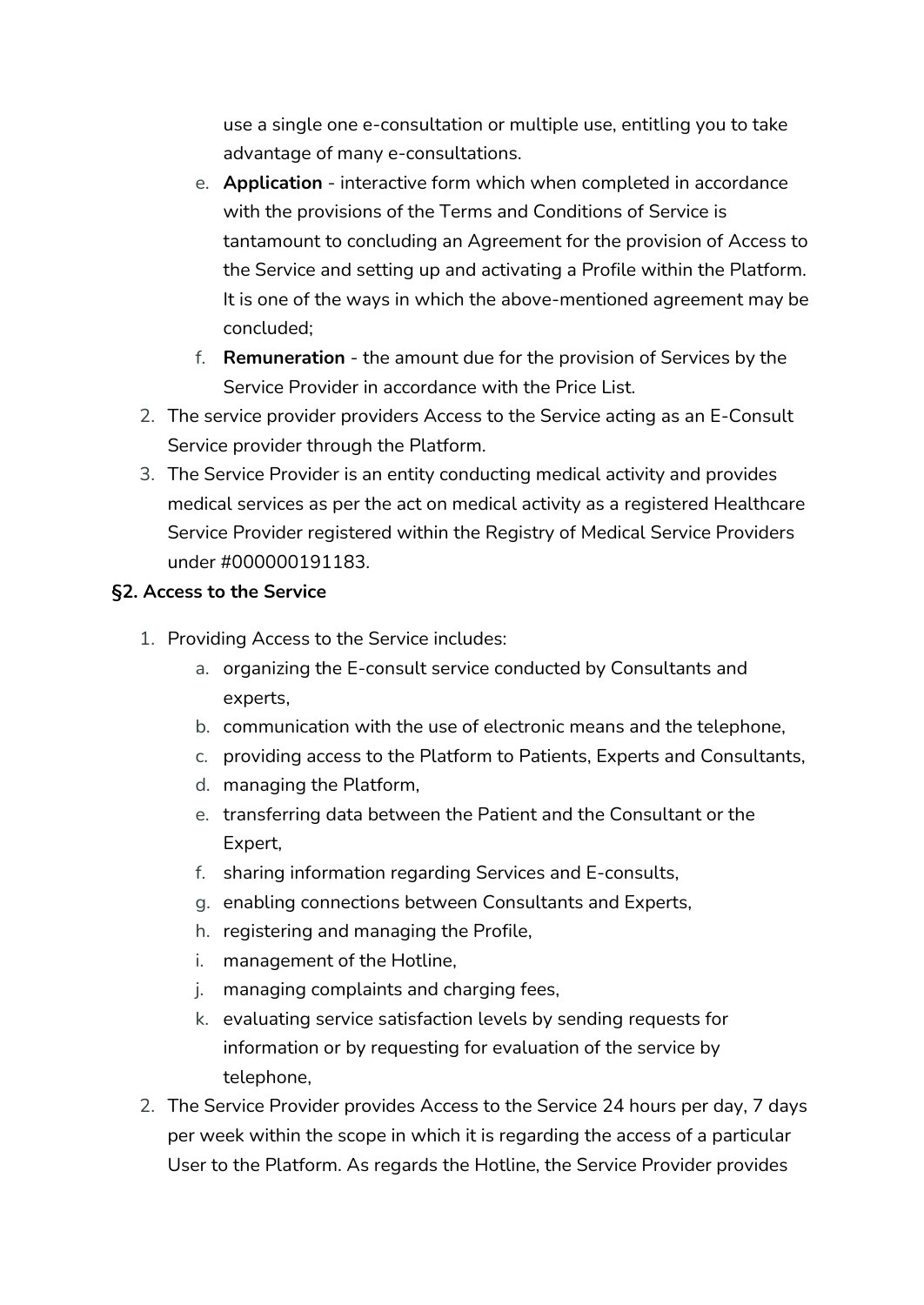use a single one e-consultation or multiple use, entitling you to take advantage of many e-consultations.

   e. **Application** - interactive form which when completed in accordance with the provisions of the Terms and Conditions of Service is tantamount to concluding an Agreement for the provision of Access to the Service and setting up and activating a Profile within the Platform. It is one of the ways in which the above-mentioned agreement may be concluded;
   f. **Remuneration** - the amount due for the provision of Services by the Service Provider in accordance with the Price List.

2. The service provider providers Access to the Service acting as an E-Consult Service provider through the Platform.
3. The Service Provider is an entity conducting medical activity and provides medical services as per the act on medical activity as a registered Healthcare Service Provider registered within the Registry of Medical Service Providers under #000000191183.

**§2. Access to the Service**

1. Providing Access to the Service includes:
   a. organizing the E-consult service conducted by Consultants and experts,
   b. communication with the use of electronic means and the telephone,
   c. providing access to the Platform to Patients, Experts and Consultants,
   d. managing the Platform,
   e. transferring data between the Patient and the Consultant or the Expert,
   f. sharing information regarding Services and E-consults,
   g. enabling connections between Consultants and Experts,
   h. registering and managing the Profile,
   i. management of the Hotline,
   j. managing complaints and charging fees,
   k. evaluating service satisfaction levels by sending requests for information or by requesting for evaluation of the service by telephone,
2. The Service Provider provides Access to the Service 24 hours per day, 7 days per week within the scope in which it is regarding the access of a particular User to the Platform. As regards the Hotline, the Service Provider provides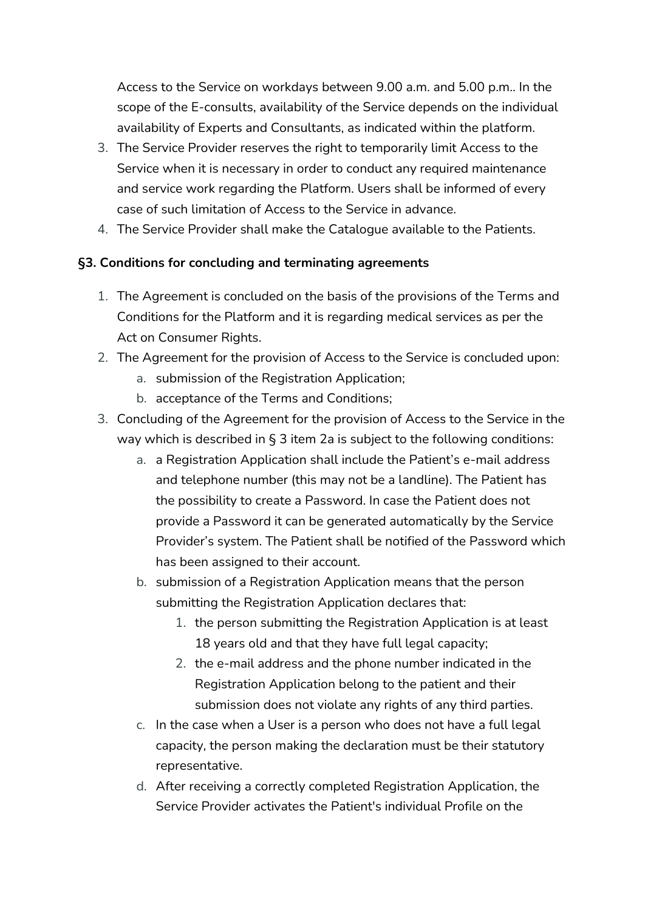Access to the Service on workdays between 9.00 a.m. and 5.00 p.m.. In the scope of the E-consults, availability of the Service depends on the individual availability of Experts and Consultants, as indicated within the platform.

3. The Service Provider reserves the right to temporarily limit Access to the Service when it is necessary in order to conduct any required maintenance and service work regarding the Platform. Users shall be informed of every case of such limitation of Access to the Service in advance.
4. The Service Provider shall make the Catalogue available to the Patients.

**§3. Conditions for concluding and terminating agreements**

1. The Agreement is concluded on the basis of the provisions of the Terms and Conditions for the Platform and it is regarding medical services as per the Act on Consumer Rights.
2. The Agreement for the provision of Access to the Service is concluded upon:
   a. submission of the Registration Application;
   b. acceptance of the Terms and Conditions;
3. Concluding of the Agreement for the provision of Access to the Service in the way which is described in § 3 item 2a is subject to the following conditions:
   a. a Registration Application shall include the Patient's e-mail address and telephone number (this may not be a landline). The Patient has the possibility to create a Password. In case the Patient does not provide a Password it can be generated automatically by the Service Provider's system. The Patient shall be notified of the Password which has been assigned to their account.
   b. submission of a Registration Application means that the person submitting the Registration Application declares that:
      1. the person submitting the Registration Application is at least 18 years old and that they have full legal capacity;
      2. the e-mail address and the phone number indicated in the Registration Application belong to the patient and their submission does not violate any rights of any third parties.
   c. In the case when a User is a person who does not have a full legal capacity, the person making the declaration must be their statutory representative.
   d. After receiving a correctly completed Registration Application, the Service Provider activates the Patient's individual Profile on the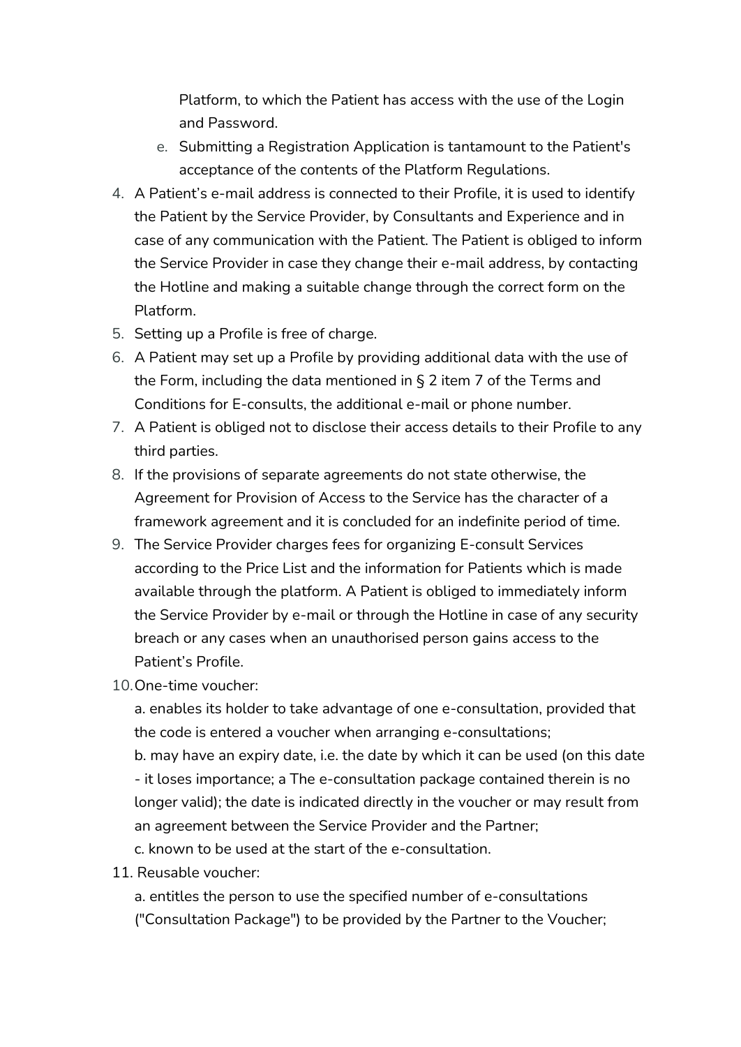Platform, to which the Patient has access with the use of the Login and Password.

e. Submitting a Registration Application is tantamount to the Patient's acceptance of the contents of the Platform Regulations.

4. A Patient's e-mail address is connected to their Profile, it is used to identify the Patient by the Service Provider, by Consultants and Experience and in case of any communication with the Patient. The Patient is obliged to inform the Service Provider in case they change their e-mail address, by contacting the Hotline and making a suitable change through the correct form on the Platform.
5. Setting up a Profile is free of charge.
6. A Patient may set up a Profile by providing additional data with the use of the Form, including the data mentioned in § 2 item 7 of the Terms and Conditions for E-consults, the additional e-mail or phone number.
7. A Patient is obliged not to disclose their access details to their Profile to any third parties.
8. If the provisions of separate agreements do not state otherwise, the Agreement for Provision of Access to the Service has the character of a framework agreement and it is concluded for an indefinite period of time.
9. The Service Provider charges fees for organizing E-consult Services according to the Price List and the information for Patients which is made available through the platform. A Patient is obliged to immediately inform the Service Provider by e-mail or through the Hotline in case of any security breach or any cases when an unauthorised person gains access to the Patient's Profile.
10. One-time voucher:

    a. enables its holder to take advantage of one e-consultation, provided that the code is entered a voucher when arranging e-consultations;

    b. may have an expiry date, i.e. the date by which it can be used (on this date - it loses importance; a The e-consultation package contained therein is no longer valid); the date is indicated directly in the voucher or may result from an agreement between the Service Provider and the Partner;

    c. known to be used at the start of the e-consultation.
11. Reusable voucher:

    a. entitles the person to use the specified number of e-consultations ("Consultation Package") to be provided by the Partner to the Voucher;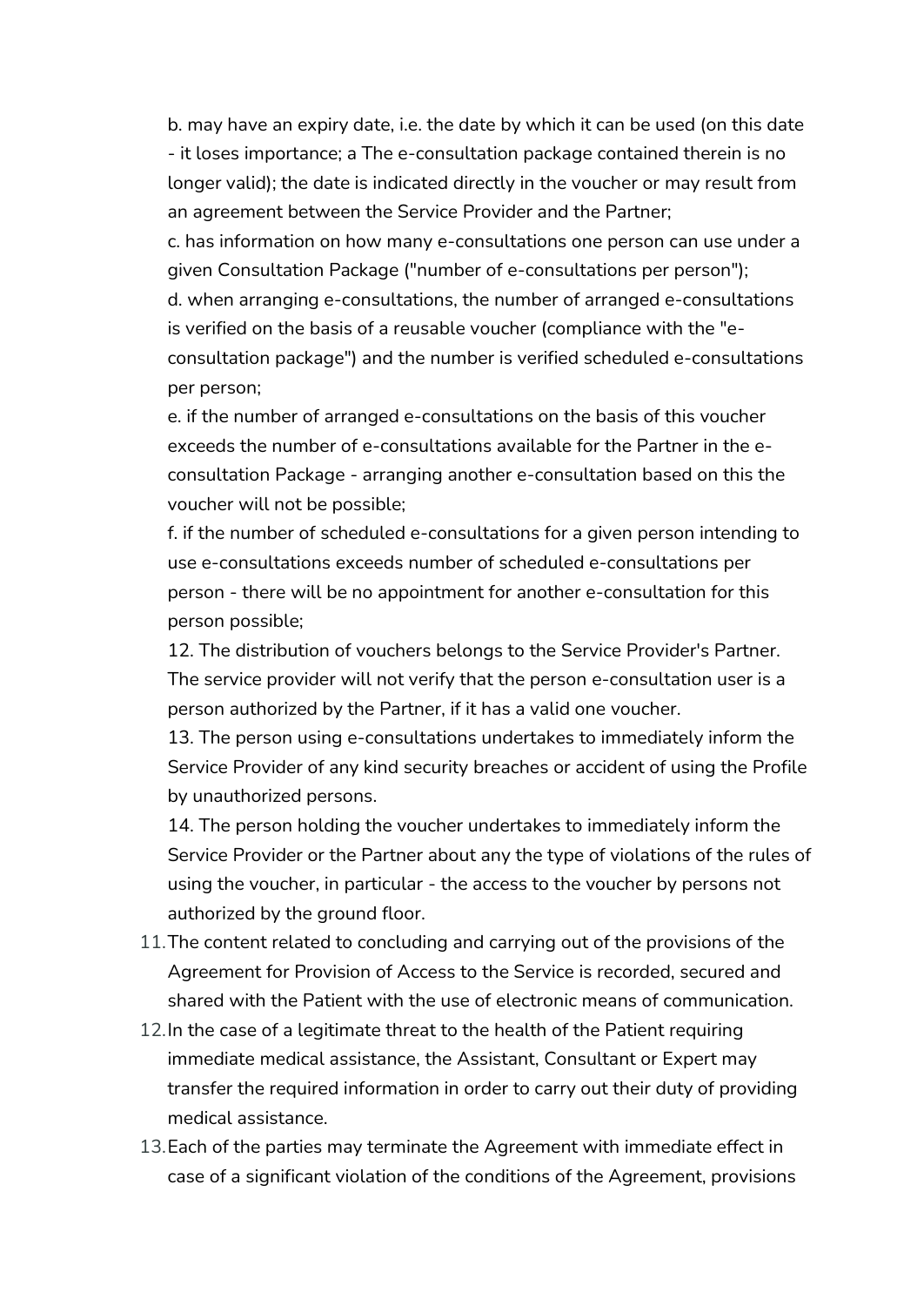b. may have an expiry date, i.e. the date by which it can be used (on this date - it loses importance; a The e-consultation package contained therein is no longer valid); the date is indicated directly in the voucher or may result from an agreement between the Service Provider and the Partner;

c. has information on how many e-consultations one person can use under a given Consultation Package ("number of e-consultations per person");

d. when arranging e-consultations, the number of arranged e-consultations is verified on the basis of a reusable voucher (compliance with the "e-consultation package") and the number is verified scheduled e-consultations per person;

e. if the number of arranged e-consultations on the basis of this voucher exceeds the number of e-consultations available for the Partner in the e-consultation Package - arranging another e-consultation based on this the voucher will not be possible;

f. if the number of scheduled e-consultations for a given person intending to use e-consultations exceeds number of scheduled e-consultations per person - there will be no appointment for another e-consultation for this person possible;

12. The distribution of vouchers belongs to the Service Provider's Partner. The service provider will not verify that the person e-consultation user is a person authorized by the Partner, if it has a valid one voucher.

13. The person using e-consultations undertakes to immediately inform the Service Provider of any kind security breaches or accident of using the Profile by unauthorized persons.

14. The person holding the voucher undertakes to immediately inform the Service Provider or the Partner about any the type of violations of the rules of using the voucher, in particular - the access to the voucher by persons not authorized by the ground floor.

11. The content related to concluding and carrying out of the provisions of the Agreement for Provision of Access to the Service is recorded, secured and shared with the Patient with the use of electronic means of communication.
12. In the case of a legitimate threat to the health of the Patient requiring immediate medical assistance, the Assistant, Consultant or Expert may transfer the required information in order to carry out their duty of providing medical assistance.
13. Each of the parties may terminate the Agreement with immediate effect in case of a significant violation of the conditions of the Agreement, provisions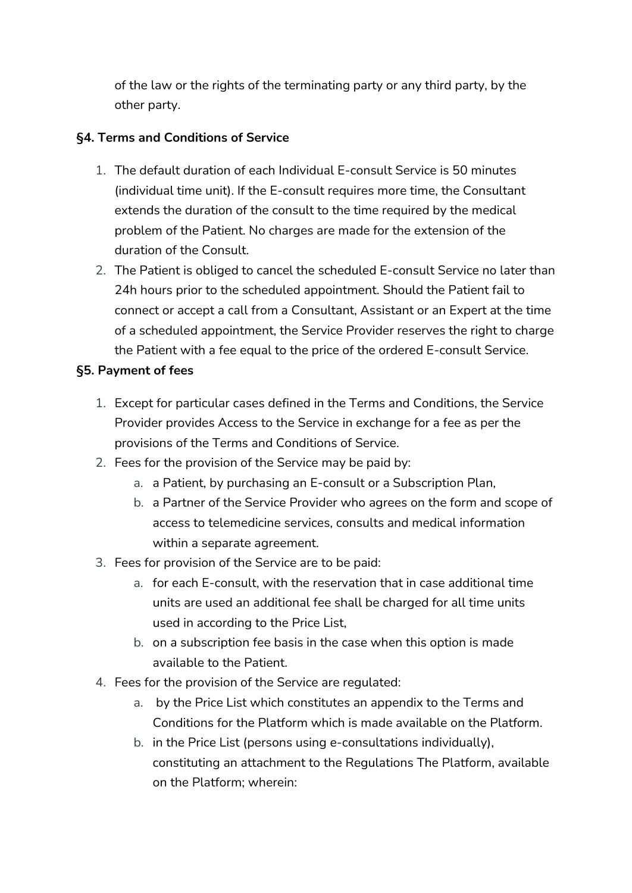of the law or the rights of the terminating party or any third party, by the other party.

**§4. Terms and Conditions of Service**

1. The default duration of each Individual E-consult Service is 50 minutes (individual time unit). If the E-consult requires more time, the Consultant extends the duration of the consult to the time required by the medical problem of the Patient. No charges are made for the extension of the duration of the Consult.
2. The Patient is obliged to cancel the scheduled E-consult Service no later than 24h hours prior to the scheduled appointment. Should the Patient fail to connect or accept a call from a Consultant, Assistant or an Expert at the time of a scheduled appointment, the Service Provider reserves the right to charge the Patient with a fee equal to the price of the ordered E-consult Service.

**§5. Payment of fees**

1. Except for particular cases defined in the Terms and Conditions, the Service Provider provides Access to the Service in exchange for a fee as per the provisions of the Terms and Conditions of Service.
2. Fees for the provision of the Service may be paid by:
    a. a Patient, by purchasing an E-consult or a Subscription Plan,
    b. a Partner of the Service Provider who agrees on the form and scope of access to telemedicine services, consults and medical information within a separate agreement.
3. Fees for provision of the Service are to be paid:
    a. for each E-consult, with the reservation that in case additional time units are used an additional fee shall be charged for all time units used in according to the Price List,
    b. on a subscription fee basis in the case when this option is made available to the Patient.
4. Fees for the provision of the Service are regulated:
    a. by the Price List which constitutes an appendix to the Terms and Conditions for the Platform which is made available on the Platform.
    b. in the Price List (persons using e-consultations individually), constituting an attachment to the Regulations The Platform, available on the Platform; wherein: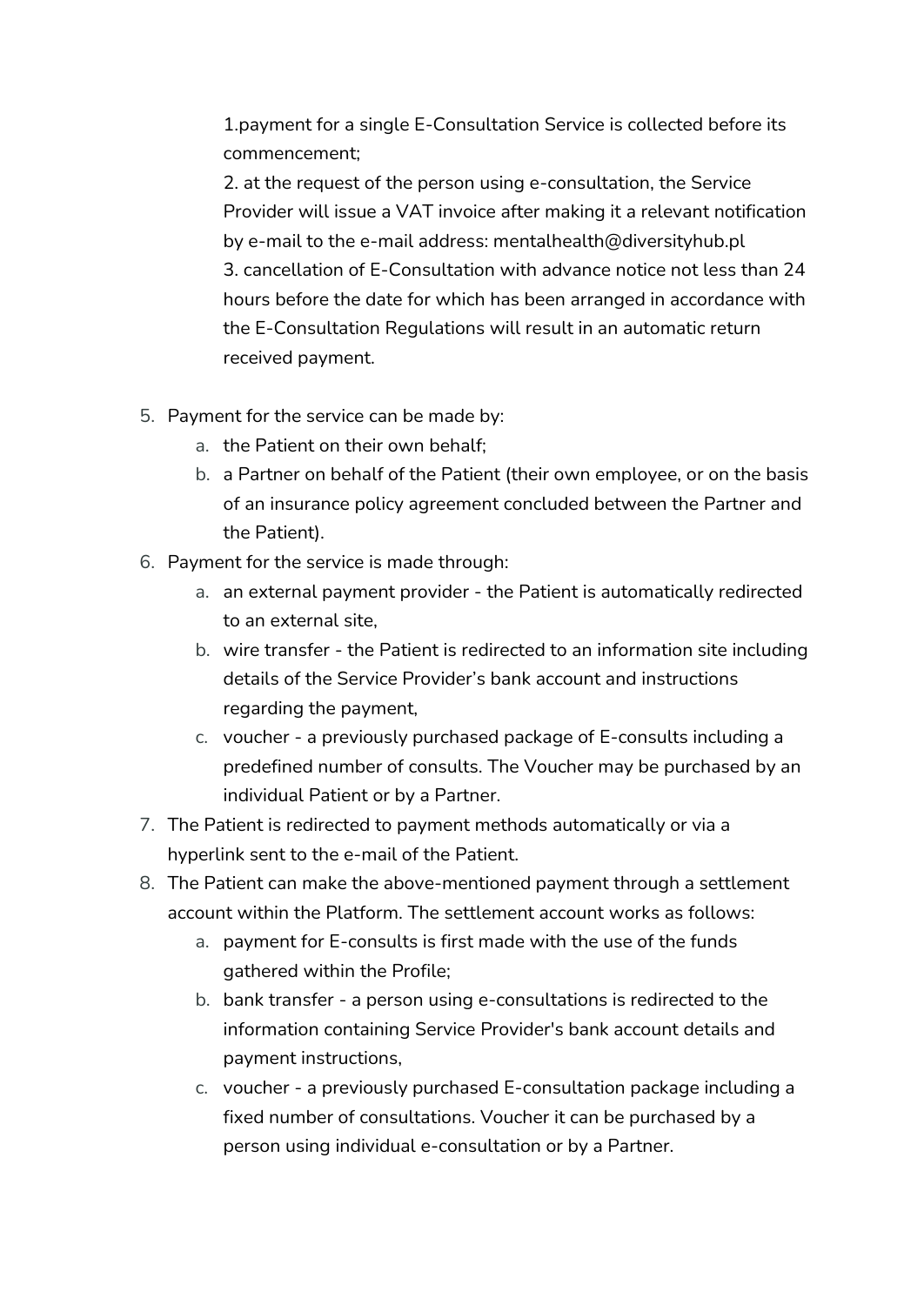1.payment for a single E-Consultation Service is collected before its commencement;

2. at the request of the person using e-consultation, the Service Provider will issue a VAT invoice after making it a relevant notification by e-mail to the e-mail address: mentalhealth@diversityhub.pl

3. cancellation of E-Consultation with advance notice not less than 24 hours before the date for which has been arranged in accordance with the E-Consultation Regulations will result in an automatic return received payment.

5. Payment for the service can be made by:
   a. the Patient on their own behalf;
   b. a Partner on behalf of the Patient (their own employee, or on the basis of an insurance policy agreement concluded between the Partner and the Patient).
6. Payment for the service is made through:
   a. an external payment provider - the Patient is automatically redirected to an external site,
   b. wire transfer - the Patient is redirected to an information site including details of the Service Provider's bank account and instructions regarding the payment,
   c. voucher - a previously purchased package of E-consults including a predefined number of consults. The Voucher may be purchased by an individual Patient or by a Partner.
7. The Patient is redirected to payment methods automatically or via a hyperlink sent to the e-mail of the Patient.
8. The Patient can make the above-mentioned payment through a settlement account within the Platform. The settlement account works as follows:
   a. payment for E-consults is first made with the use of the funds gathered within the Profile;
   b. bank transfer - a person using e-consultations is redirected to the information containing Service Provider's bank account details and payment instructions,
   c. voucher - a previously purchased E-consultation package including a fixed number of consultations. Voucher it can be purchased by a person using individual e-consultation or by a Partner.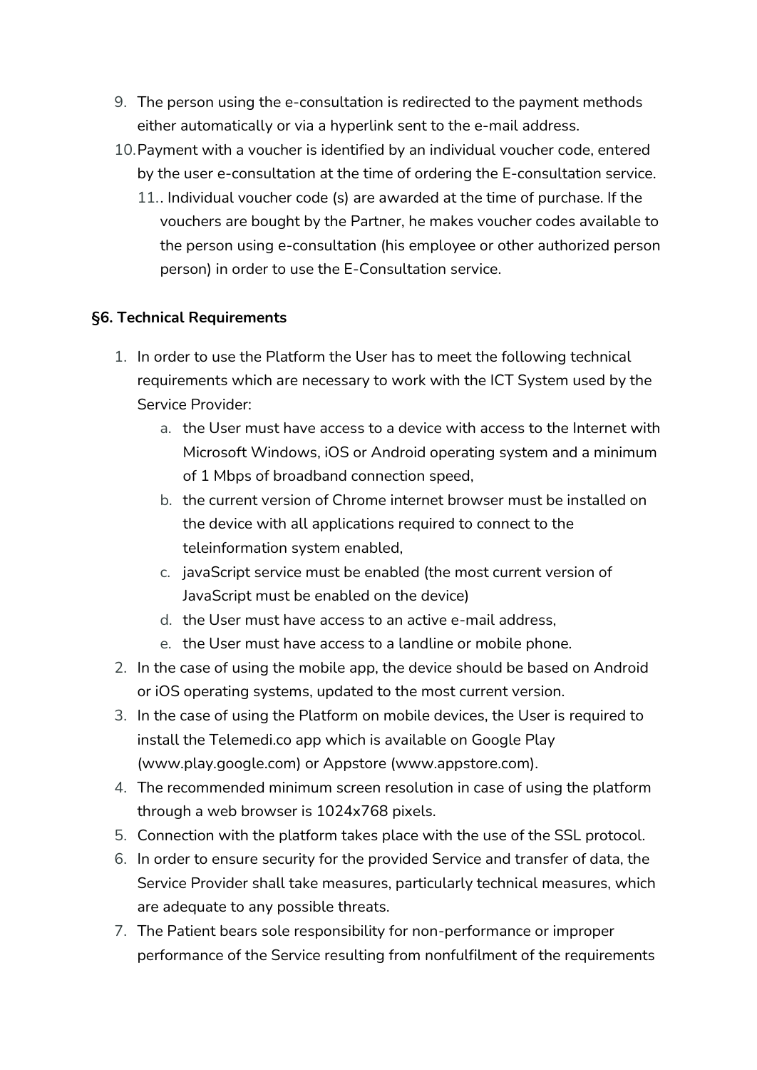9. The person using the e-consultation is redirected to the payment methods either automatically or via a hyperlink sent to the e-mail address.
10. Payment with a voucher is identified by an individual voucher code, entered by the user e-consultation at the time of ordering the E-consultation service.
    11.. Individual voucher code (s) are awarded at the time of purchase. If the vouchers are bought by the Partner, he makes voucher codes available to the person using e-consultation (his employee or other authorized person person) in order to use the E-Consultation service.

**§6. Technical Requirements**

1. In order to use the Platform the User has to meet the following technical requirements which are necessary to work with the ICT System used by the Service Provider:
   a. the User must have access to a device with access to the Internet with Microsoft Windows, iOS or Android operating system and a minimum of 1 Mbps of broadband connection speed,
   b. the current version of Chrome internet browser must be installed on the device with all applications required to connect to the teleinformation system enabled,
   c. javaScript service must be enabled (the most current version of JavaScript must be enabled on the device)
   d. the User must have access to an active e-mail address,
   e. the User must have access to a landline or mobile phone.
2. In the case of using the mobile app, the device should be based on Android or iOS operating systems, updated to the most current version.
3. In the case of using the Platform on mobile devices, the User is required to install the Telemedi.co app which is available on Google Play (www.play.google.com) or Appstore (www.appstore.com).
4. The recommended minimum screen resolution in case of using the platform through a web browser is 1024x768 pixels.
5. Connection with the platform takes place with the use of the SSL protocol.
6. In order to ensure security for the provided Service and transfer of data, the Service Provider shall take measures, particularly technical measures, which are adequate to any possible threats.
7. The Patient bears sole responsibility for non-performance or improper performance of the Service resulting from nonfulfilment of the requirements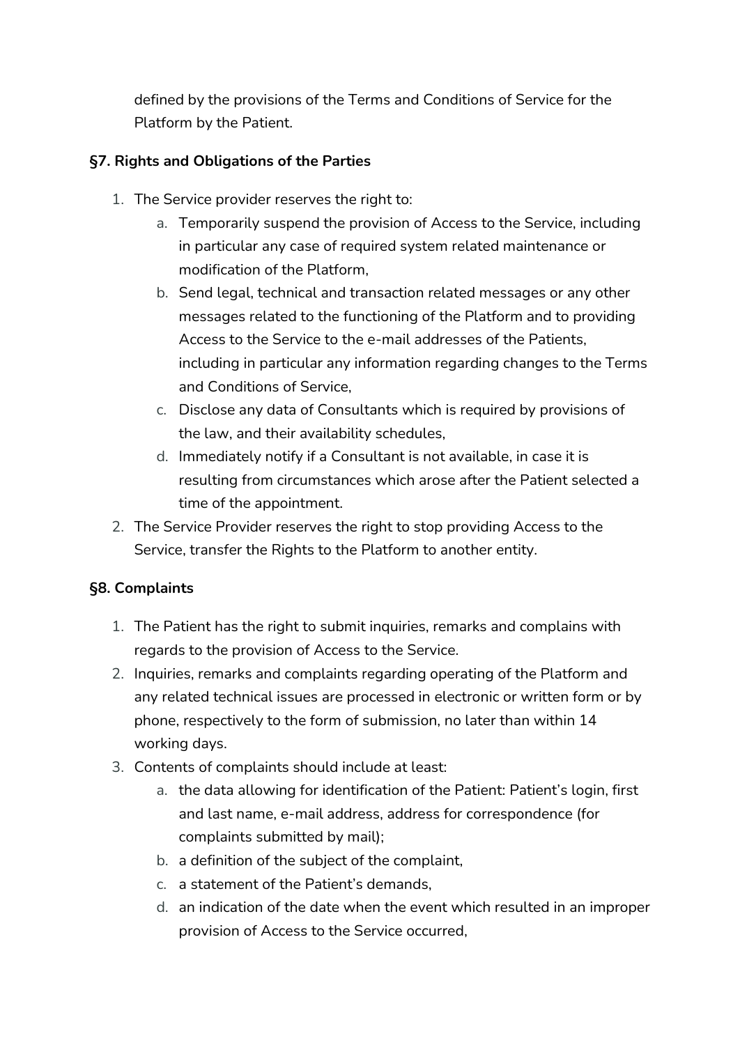defined by the provisions of the Terms and Conditions of Service for the Platform by the Patient.

**§7. Rights and Obligations of the Parties**

1. The Service provider reserves the right to:
   a. Temporarily suspend the provision of Access to the Service, including in particular any case of required system related maintenance or modification of the Platform,
   b. Send legal, technical and transaction related messages or any other messages related to the functioning of the Platform and to providing Access to the Service to the e-mail addresses of the Patients, including in particular any information regarding changes to the Terms and Conditions of Service,
   c. Disclose any data of Consultants which is required by provisions of the law, and their availability schedules,
   d. Immediately notify if a Consultant is not available, in case it is resulting from circumstances which arose after the Patient selected a time of the appointment.
2. The Service Provider reserves the right to stop providing Access to the Service, transfer the Rights to the Platform to another entity.

**§8. Complaints**

1. The Patient has the right to submit inquiries, remarks and complains with regards to the provision of Access to the Service.
2. Inquiries, remarks and complaints regarding operating of the Platform and any related technical issues are processed in electronic or written form or by phone, respectively to the form of submission, no later than within 14 working days.
3. Contents of complaints should include at least:
   a. the data allowing for identification of the Patient: Patient's login, first and last name, e-mail address, address for correspondence (for complaints submitted by mail);
   b. a definition of the subject of the complaint,
   c. a statement of the Patient's demands,
   d. an indication of the date when the event which resulted in an improper provision of Access to the Service occurred,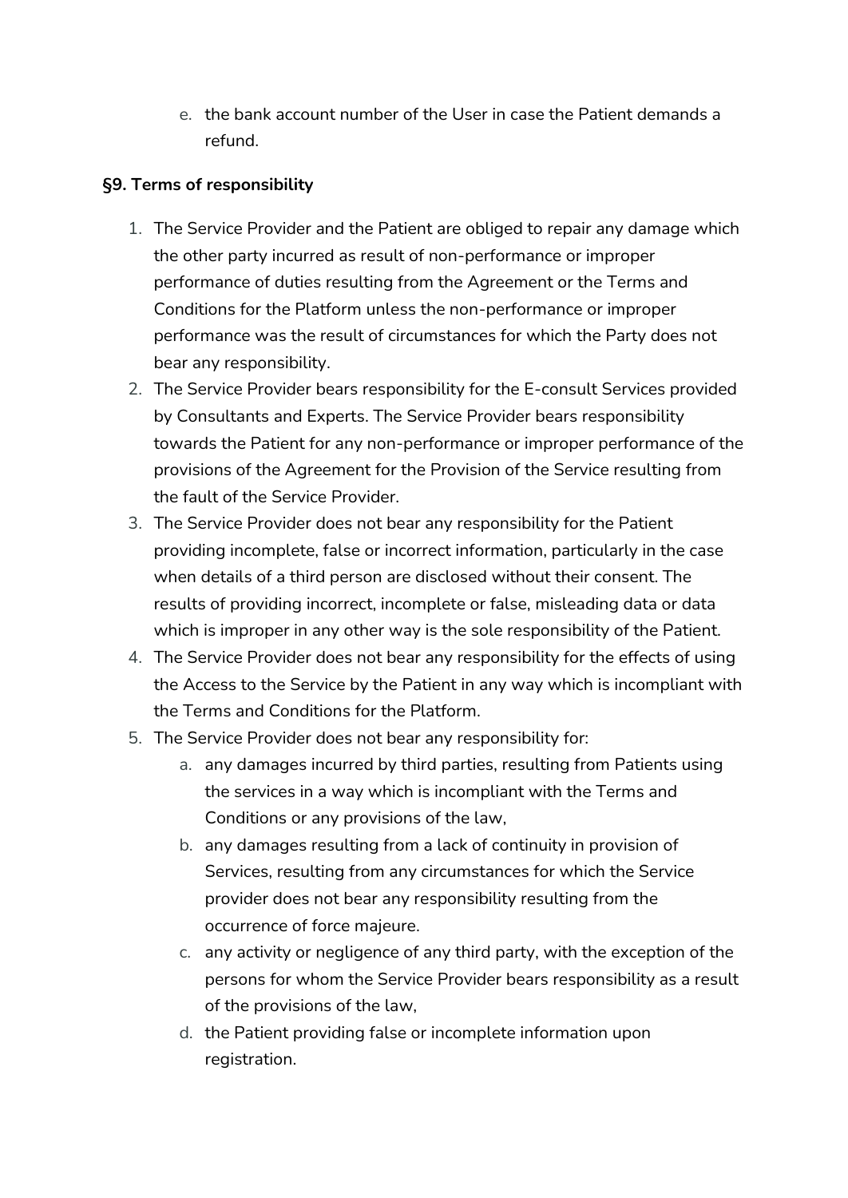e. the bank account number of the User in case the Patient demands a refund.

**§9. Terms of responsibility**

1. The Service Provider and the Patient are obliged to repair any damage which the other party incurred as result of non-performance or improper performance of duties resulting from the Agreement or the Terms and Conditions for the Platform unless the non-performance or improper performance was the result of circumstances for which the Party does not bear any responsibility.
2. The Service Provider bears responsibility for the E-consult Services provided by Consultants and Experts. The Service Provider bears responsibility towards the Patient for any non-performance or improper performance of the provisions of the Agreement for the Provision of the Service resulting from the fault of the Service Provider.
3. The Service Provider does not bear any responsibility for the Patient providing incomplete, false or incorrect information, particularly in the case when details of a third person are disclosed without their consent. The results of providing incorrect, incomplete or false, misleading data or data which is improper in any other way is the sole responsibility of the Patient.
4. The Service Provider does not bear any responsibility for the effects of using the Access to the Service by the Patient in any way which is incompliant with the Terms and Conditions for the Platform.
5. The Service Provider does not bear any responsibility for:
   a. any damages incurred by third parties, resulting from Patients using the services in a way which is incompliant with the Terms and Conditions or any provisions of the law,
   b. any damages resulting from a lack of continuity in provision of Services, resulting from any circumstances for which the Service provider does not bear any responsibility resulting from the occurrence of force majeure.
   c. any activity or negligence of any third party, with the exception of the persons for whom the Service Provider bears responsibility as a result of the provisions of the law,
   d. the Patient providing false or incomplete information upon registration.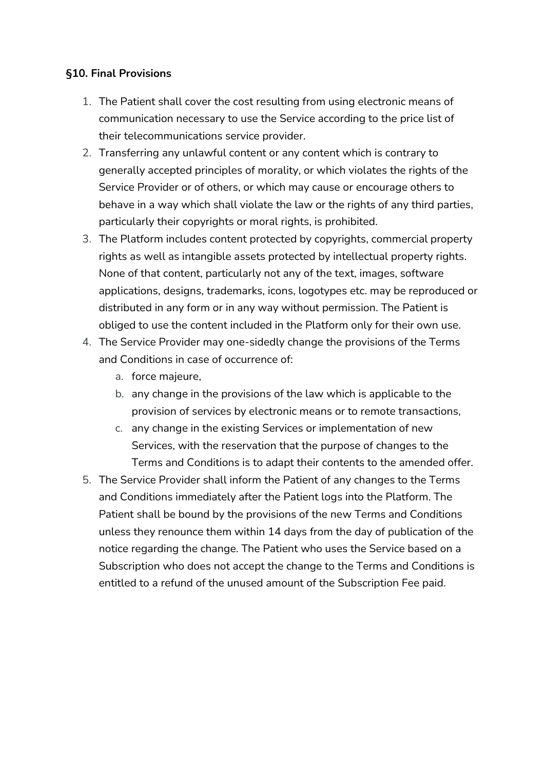**§10. Final Provisions**

1. The Patient shall cover the cost resulting from using electronic means of communication necessary to use the Service according to the price list of their telecommunications service provider.
2. Transferring any unlawful content or any content which is contrary to generally accepted principles of morality, or which violates the rights of the Service Provider or of others, or which may cause or encourage others to behave in a way which shall violate the law or the rights of any third parties, particularly their copyrights or moral rights, is prohibited.
3. The Platform includes content protected by copyrights, commercial property rights as well as intangible assets protected by intellectual property rights. None of that content, particularly not any of the text, images, software applications, designs, trademarks, icons, logotypes etc. may be reproduced or distributed in any form or in any way without permission. The Patient is obliged to use the content included in the Platform only for their own use.
4. The Service Provider may one-sidedly change the provisions of the Terms and Conditions in case of occurrence of:
   a. force majeure,
   b. any change in the provisions of the law which is applicable to the provision of services by electronic means or to remote transactions,
   c. any change in the existing Services or implementation of new Services, with the reservation that the purpose of changes to the Terms and Conditions is to adapt their contents to the amended offer.
5. The Service Provider shall inform the Patient of any changes to the Terms and Conditions immediately after the Patient logs into the Platform. The Patient shall be bound by the provisions of the new Terms and Conditions unless they renounce them within 14 days from the day of publication of the notice regarding the change. The Patient who uses the Service based on a Subscription who does not accept the change to the Terms and Conditions is entitled to a refund of the unused amount of the Subscription Fee paid.